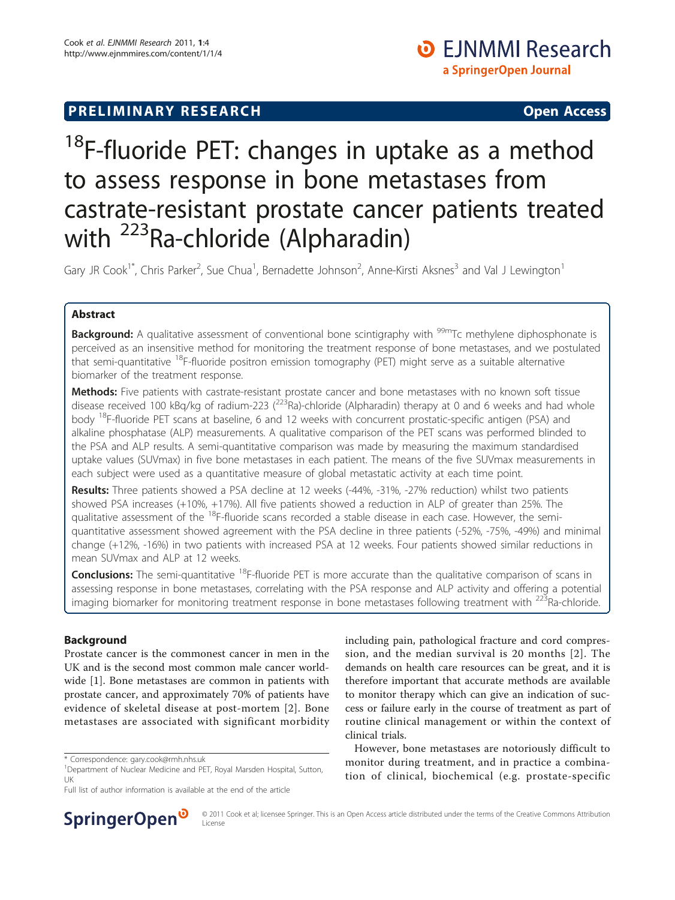PRELIMINARY RESEARCH

Open Access

# $^{18}$F-fluoride PET: changes in uptake as a method to assess response in bone metastases from castrate-resistant prostate cancer patients treated with $^{223}$Ra-chloride (Alpharadin)

Gary JR Cook[1*], Chris Parker[2], Sue Chua[1], Bernadette Johnson[2], Anne-Kirsti Aksnes[3] and Val J Lewington[1]

## Abstract

**Background:** A qualitative assessment of conventional bone scintigraphy with $^{99m}$Tc methylene diphosphonate is perceived as an insensitive method for monitoring the treatment response of bone metastases, and we postulated that semi-quantitative $^{18}$F-fluoride positron emission tomography (PET) might serve as a suitable alternative biomarker of the treatment response.

**Methods:** Five patients with castrate-resistant prostate cancer and bone metastases with no known soft tissue disease received 100 kBq/kg of radium-223 ($^{223}$Ra)-chloride (Alpharadin) therapy at 0 and 6 weeks and had whole body $^{18}$F-fluoride PET scans at baseline, 6 and 12 weeks with concurrent prostatic-specific antigen (PSA) and alkaline phosphatase (ALP) measurements. A qualitative comparison of the PET scans was performed blinded to the PSA and ALP results. A semi-quantitative comparison was made by measuring the maximum standardised uptake values (SUVmax) in five bone metastases in each patient. The means of the five SUVmax measurements in each subject were used as a quantitative measure of global metastatic activity at each time point.

**Results:** Three patients showed a PSA decline at 12 weeks (-44%, -31%, -27% reduction) whilst two patients showed PSA increases (+10%, +17%). All five patients showed a reduction in ALP of greater than 25%. The qualitative assessment of the $^{18}$F-fluoride scans recorded a stable disease in each case. However, the semi-quantitative assessment showed agreement with the PSA decline in three patients (-52%, -75%, -49%) and minimal change (+12%, -16%) in two patients with increased PSA at 12 weeks. Four patients showed similar reductions in mean SUVmax and ALP at 12 weeks.

**Conclusions:** The semi-quantitative $^{18}$F-fluoride PET is more accurate than the qualitative comparison of scans in assessing response in bone metastases, correlating with the PSA response and ALP activity and offering a potential imaging biomarker for monitoring treatment response in bone metastases following treatment with $^{223}$Ra-chloride.

## Background

Prostate cancer is the commonest cancer in men in the UK and is the second most common male cancer worldwide [1]. Bone metastases are common in patients with prostate cancer, and approximately 70% of patients have evidence of skeletal disease at post-mortem [2]. Bone metastases are associated with significant morbidity including pain, pathological fracture and cord compression, and the median survival is 20 months [2]. The demands on health care resources can be great, and it is therefore important that accurate methods are available to monitor therapy which can give an indication of success or failure early in the course of treatment as part of routine clinical management or within the context of clinical trials.

However, bone metastases are notoriously difficult to monitor during treatment, and in practice a combination of clinical, biochemical (e.g. prostate-specific

\* Correspondence: gary.cook@rmh.nhs.uk
[1]Department of Nuclear Medicine and PET, Royal Marsden Hospital, Sutton, UK
Full list of author information is available at the end of the article

© 2011 Cook et al; licensee Springer. This is an Open Access article distributed under the terms of the Creative Commons Attribution License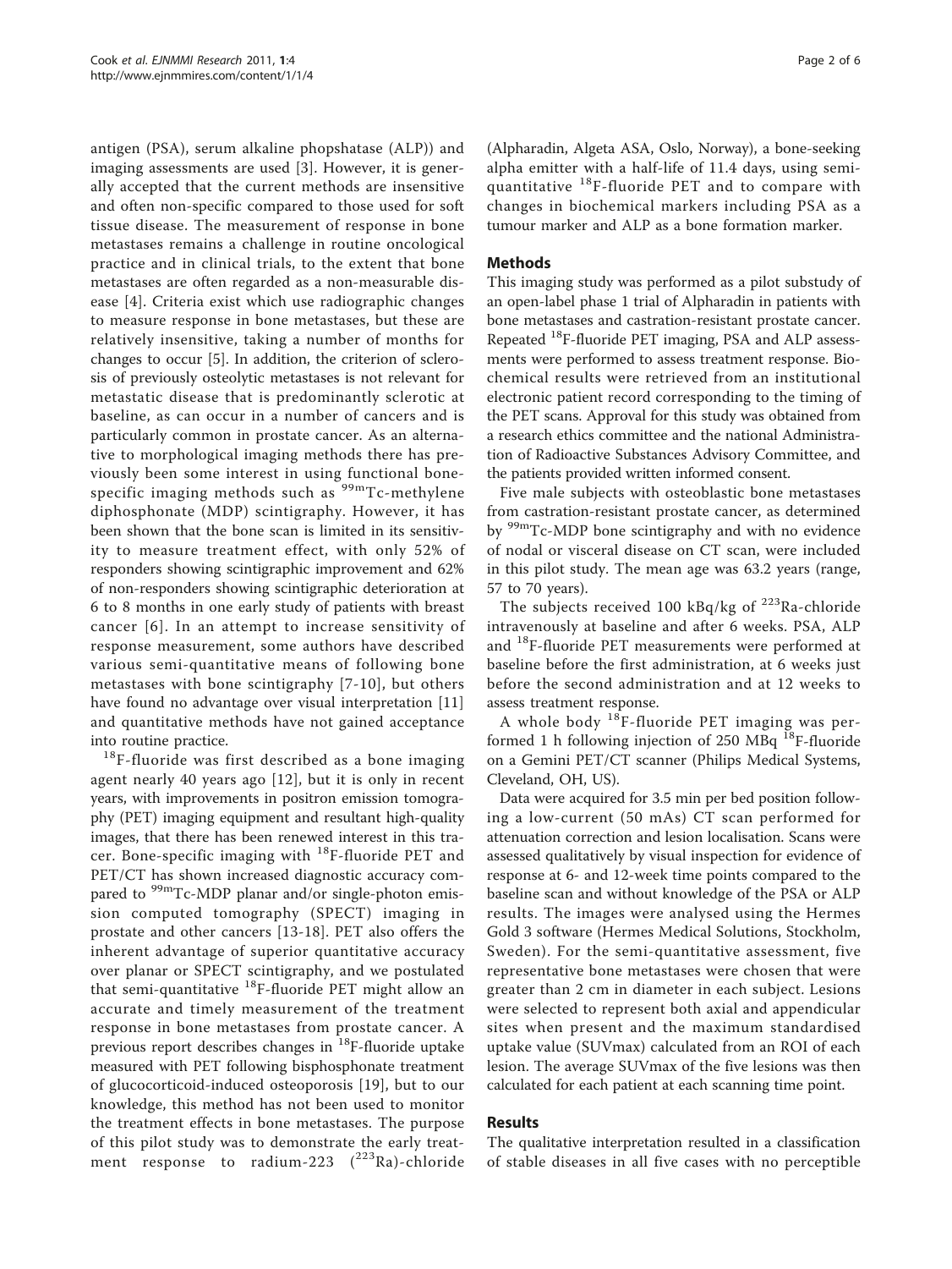antigen (PSA), serum alkaline phopshatase (ALP)) and imaging assessments are used [3]. However, it is generally accepted that the current methods are insensitive and often non-specific compared to those used for soft tissue disease. The measurement of response in bone metastases remains a challenge in routine oncological practice and in clinical trials, to the extent that bone metastases are often regarded as a non-measurable disease [4]. Criteria exist which use radiographic changes to measure response in bone metastases, but these are relatively insensitive, taking a number of months for changes to occur [5]. In addition, the criterion of sclerosis of previously osteolytic metastases is not relevant for metastatic disease that is predominantly sclerotic at baseline, as can occur in a number of cancers and is particularly common in prostate cancer. As an alternative to morphological imaging methods there has previously been some interest in using functional bone-specific imaging methods such as $^{99m}$Tc-methylene diphosphonate (MDP) scintigraphy. However, it has been shown that the bone scan is limited in its sensitivity to measure treatment effect, with only 52% of responders showing scintigraphic improvement and 62% of non-responders showing scintigraphic deterioration at 6 to 8 months in one early study of patients with breast cancer [6]. In an attempt to increase sensitivity of response measurement, some authors have described various semi-quantitative means of following bone metastases with bone scintigraphy [7-10], but others have found no advantage over visual interpretation [11] and quantitative methods have not gained acceptance into routine practice.

$^{18}$F-fluoride was first described as a bone imaging agent nearly 40 years ago [12], but it is only in recent years, with improvements in positron emission tomography (PET) imaging equipment and resultant high-quality images, that there has been renewed interest in this tracer. Bone-specific imaging with $^{18}$F-fluoride PET and PET/CT has shown increased diagnostic accuracy compared to $^{99m}$Tc-MDP planar and/or single-photon emission computed tomography (SPECT) imaging in prostate and other cancers [13-18]. PET also offers the inherent advantage of superior quantitative accuracy over planar or SPECT scintigraphy, and we postulated that semi-quantitative $^{18}$F-fluoride PET might allow an accurate and timely measurement of the treatment response in bone metastases from prostate cancer. A previous report describes changes in $^{18}$F-fluoride uptake measured with PET following bisphosphonate treatment of glucocorticoid-induced osteoporosis [19], but to our knowledge, this method has not been used to monitor the treatment effects in bone metastases. The purpose of this pilot study was to demonstrate the early treatment response to radium-223 ($^{223}$Ra)-chloride (Alpharadin, Algeta ASA, Oslo, Norway), a bone-seeking alpha emitter with a half-life of 11.4 days, using semi-quantitative $^{18}$F-fluoride PET and to compare with changes in biochemical markers including PSA as a tumour marker and ALP as a bone formation marker.

## Methods

This imaging study was performed as a pilot substudy of an open-label phase 1 trial of Alpharadin in patients with bone metastases and castration-resistant prostate cancer. Repeated $^{18}$F-fluoride PET imaging, PSA and ALP assessments were performed to assess treatment response. Biochemical results were retrieved from an institutional electronic patient record corresponding to the timing of the PET scans. Approval for this study was obtained from a research ethics committee and the national Administration of Radioactive Substances Advisory Committee, and the patients provided written informed consent.

Five male subjects with osteoblastic bone metastases from castration-resistant prostate cancer, as determined by $^{99m}$Tc-MDP bone scintigraphy and with no evidence of nodal or visceral disease on CT scan, were included in this pilot study. The mean age was 63.2 years (range, 57 to 70 years).

The subjects received 100 kBq/kg of $^{223}$Ra-chloride intravenously at baseline and after 6 weeks. PSA, ALP and $^{18}$F-fluoride PET measurements were performed at baseline before the first administration, at 6 weeks just before the second administration and at 12 weeks to assess treatment response.

A whole body $^{18}$F-fluoride PET imaging was performed 1 h following injection of 250 MBq $^{18}$F-fluoride on a Gemini PET/CT scanner (Philips Medical Systems, Cleveland, OH, US).

Data were acquired for 3.5 min per bed position following a low-current (50 mAs) CT scan performed for attenuation correction and lesion localisation. Scans were assessed qualitatively by visual inspection for evidence of response at 6- and 12-week time points compared to the baseline scan and without knowledge of the PSA or ALP results. The images were analysed using the Hermes Gold 3 software (Hermes Medical Solutions, Stockholm, Sweden). For the semi-quantitative assessment, five representative bone metastases were chosen that were greater than 2 cm in diameter in each subject. Lesions were selected to represent both axial and appendicular sites when present and the maximum standardised uptake value (SUVmax) calculated from an ROI of each lesion. The average SUVmax of the five lesions was then calculated for each patient at each scanning time point.

## Results

The qualitative interpretation resulted in a classification of stable diseases in all five cases with no perceptible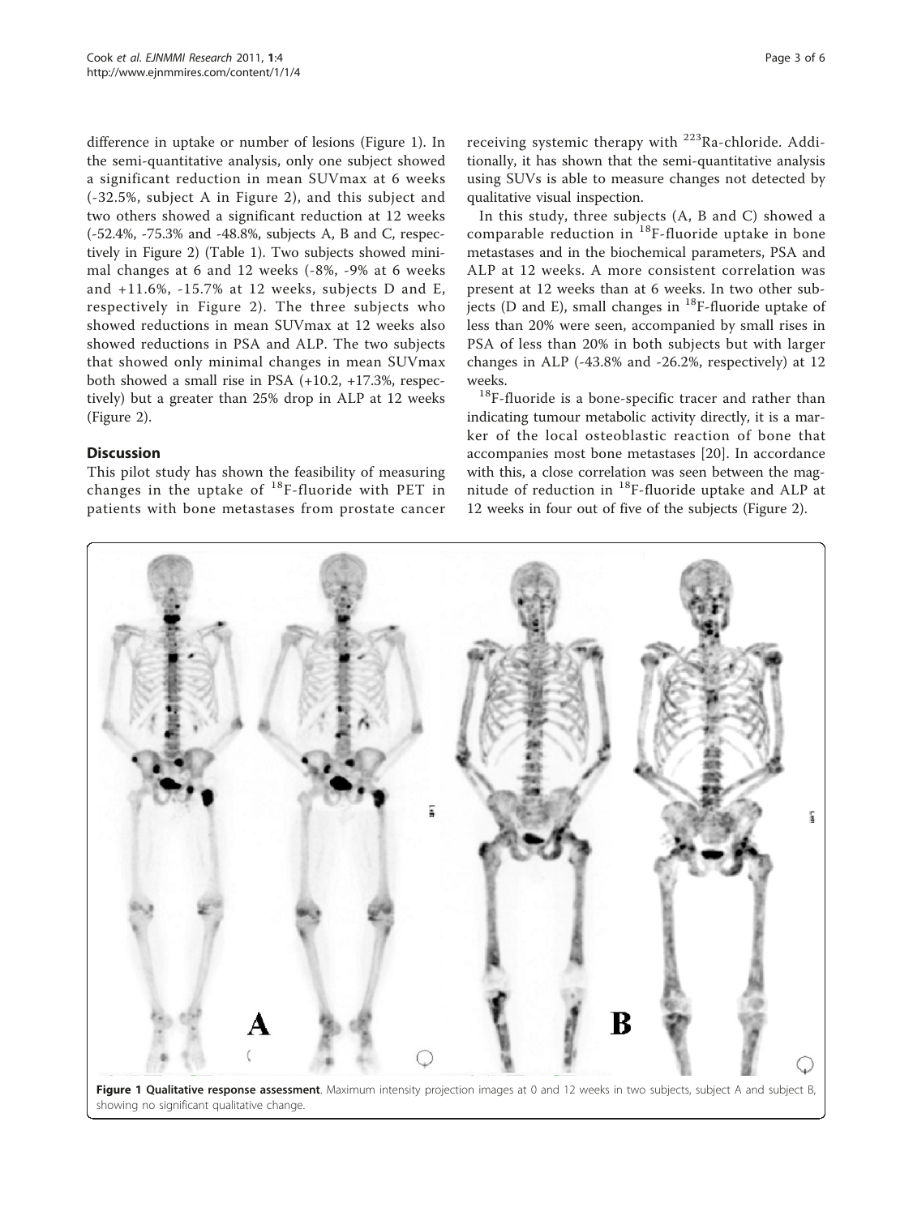difference in uptake or number of lesions (Figure 1). In the semi-quantitative analysis, only one subject showed a significant reduction in mean SUVmax at 6 weeks (-32.5%, subject A in Figure 2), and this subject and two others showed a significant reduction at 12 weeks (-52.4%, -75.3% and -48.8%, subjects A, B and C, respectively in Figure 2) (Table 1). Two subjects showed minimal changes at 6 and 12 weeks (-8%, -9% at 6 weeks and +11.6%, -15.7% at 12 weeks, subjects D and E, respectively in Figure 2). The three subjects who showed reductions in mean SUVmax at 12 weeks also showed reductions in PSA and ALP. The two subjects that showed only minimal changes in mean SUVmax both showed a small rise in PSA (+10.2, +17.3%, respectively) but a greater than 25% drop in ALP at 12 weeks (Figure 2).

## Discussion

This pilot study has shown the feasibility of measuring changes in the uptake of $^{18}$F-fluoride with PET in patients with bone metastases from prostate cancer receiving systemic therapy with $^{223}$Ra-chloride. Additionally, it has shown that the semi-quantitative analysis using SUVs is able to measure changes not detected by qualitative visual inspection.

In this study, three subjects (A, B and C) showed a comparable reduction in $^{18}$F-fluoride uptake in bone metastases and in the biochemical parameters, PSA and ALP at 12 weeks. A more consistent correlation was present at 12 weeks than at 6 weeks. In two other subjects (D and E), small changes in $^{18}$F-fluoride uptake of less than 20% were seen, accompanied by small rises in PSA of less than 20% in both subjects but with larger changes in ALP (-43.8% and -26.2%, respectively) at 12 weeks.

$^{18}$F-fluoride is a bone-specific tracer and rather than indicating tumour metabolic activity directly, it is a marker of the local osteoblastic reaction of bone that accompanies most bone metastases [20]. In accordance with this, a close correlation was seen between the magnitude of reduction in $^{18}$F-fluoride uptake and ALP at 12 weeks in four out of five of the subjects (Figure 2).

**Figure 1 Qualitative response assessment**. Maximum intensity projection images at 0 and 12 weeks in two subjects, subject A and subject B, showing no significant qualitative change.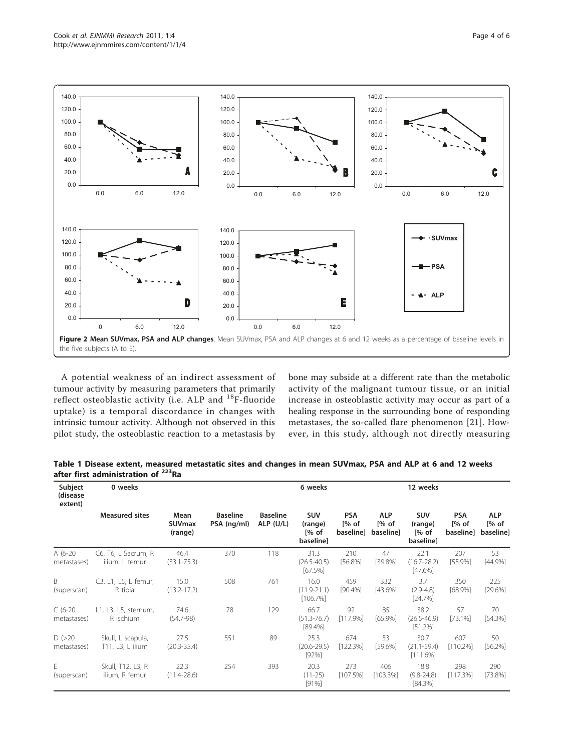**Figure 2 Mean SUVmax, PSA and ALP changes**. Mean SUVmax, PSA and ALP changes at 6 and 12 weeks as a percentage of baseline levels in the five subjects (A to E).

A potential weakness of an indirect assessment of tumour activity by measuring parameters that primarily reflect osteoblastic activity (i.e. ALP and $^{18}$F-fluoride uptake) is a temporal discordance in changes with intrinsic tumour activity. Although not observed in this pilot study, the osteoblastic reaction to a metastasis by bone may subside at a different rate than the metabolic activity of the malignant tumour tissue, or an initial increase in osteoblastic activity may occur as part of a healing response in the surrounding bone of responding metastases, the so-called flare phenomenon [21]. However, in this study, although not directly measuring

**Table 1 Disease extent, measured metastatic sites and changes in mean SUVmax, PSA and ALP at 6 and 12 weeks after first administration of $^{223}$Ra**

| Subject (disease extent) | 0 weeks | | | | 6 weeks | | | 12 weeks | | |
|---|---|---|---|---|---|---|---|---|---|---|
| | Measured sites | Mean SUVmax (range) | Baseline PSA (ng/ml) | Baseline ALP (U/L) | SUV (range) [% of baseline] | PSA [% of baseline] | ALP [% of baseline] | SUV (range) [% of baseline] | PSA [% of baseline] | ALP [% of baseline] |
| A (6-20 metastases) | C6, T6, L Sacrum, R ilium, L femur | 46.4 (33.1-75.3) | 370 | 118 | 31.3 (26.5-40.5) [67.5%] | 210 [56.8%] | 47 [39.8%] | 22.1 (16.7-28.2) [47.6%] | 207 [55.9%] | 53 [44.9%] |
| B (superscan) | C3, L1, L5, L femur, R tibia | 15.0 (13.2-17.2) | 508 | 761 | 16.0 (11.9-21.1) [106.7%] | 459 [90.4%] | 332 [43.6%] | 3.7 (2.9-4.8) [24.7%] | 350 [68.9%] | 225 [29.6%] |
| C (6-20 metastases) | L1, L3, L5, sternum, R ischium | 74.6 (54.7-98) | 78 | 129 | 66.7 (51.3-76.7) [89.4%] | 92 [117.9%] | 85 [65.9%] | 38.2 (26.5-46.9) [51.2%] | 57 [73.1%] | 70 [54.3%] |
| D (>20 metastases) | Skull, L scapula, T11, L3, L ilium | 27.5 (20.3-35.4) | 551 | 89 | 25.3 (20.6-29.5) [92%] | 674 [122.3%] | 53 [59.6%] | 30.7 (21.1-59.4) [111.6%] | 607 [110.2%] | 50 [56.2%] |
| E (superscan) | Skull, T12, L3, R ilium, R femur | 22.3 (11.4-28.6) | 254 | 393 | 20.3 (11-25) [91%] | 273 [107.5%] | 406 [103.3%] | 18.8 (9.8-24.8) [84.3%] | 298 [117.3%] | 290 [73.8%] |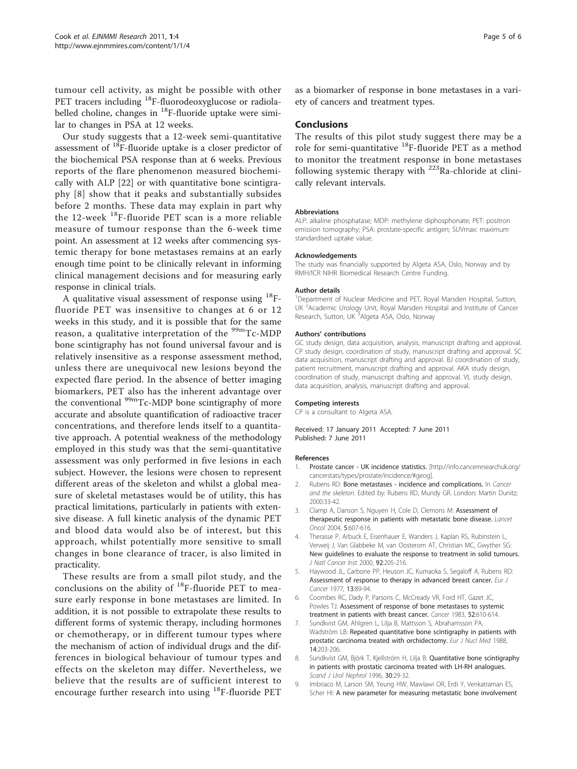tumour cell activity, as might be possible with other PET tracers including $^{18}$F-fluorodeoxyglucose or radiolabelled choline, changes in $^{18}$F-fluoride uptake were similar to changes in PSA at 12 weeks.

Our study suggests that a 12-week semi-quantitative assessment of $^{18}$F-fluoride uptake is a closer predictor of the biochemical PSA response than at 6 weeks. Previous reports of the flare phenomenon measured biochemically with ALP [22] or with quantitative bone scintigraphy [8] show that it peaks and substantially subsides before 2 months. These data may explain in part why the 12-week $^{18}$F-fluoride PET scan is a more reliable measure of tumour response than the 6-week time point. An assessment at 12 weeks after commencing systemic therapy for bone metastases remains at an early enough time point to be clinically relevant in informing clinical management decisions and for measuring early response in clinical trials.

A qualitative visual assessment of response using $^{18}$F-fluoride PET was insensitive to changes at 6 or 12 weeks in this study, and it is possible that for the same reason, a qualitative interpretation of the $^{99m}$Tc-MDP bone scintigraphy has not found universal favour and is relatively insensitive as a response assessment method, unless there are unequivocal new lesions beyond the expected flare period. In the absence of better imaging biomarkers, PET also has the inherent advantage over the conventional $^{99m}$Tc-MDP bone scintigraphy of more accurate and absolute quantification of radioactive tracer concentrations, and therefore lends itself to a quantitative approach. A potential weakness of the methodology employed in this study was that the semi-quantitative assessment was only performed in five lesions in each subject. However, the lesions were chosen to represent different areas of the skeleton and whilst a global measure of skeletal metastases would be of utility, this has practical limitations, particularly in patients with extensive disease. A full kinetic analysis of the dynamic PET and blood data would also be of interest, but this approach, whilst potentially more sensitive to small changes in bone clearance of tracer, is also limited in practicality.

These results are from a small pilot study, and the conclusions on the ability of $^{18}$F-fluoride PET to measure early response in bone metastases are limited. In addition, it is not possible to extrapolate these results to different forms of systemic therapy, including hormones or chemotherapy, or in different tumour types where the mechanism of action of individual drugs and the differences in biological behaviour of tumour types and effects on the skeleton may differ. Nevertheless, we believe that the results are of sufficient interest to encourage further research into using $^{18}$F-fluoride PET as a biomarker of response in bone metastases in a variety of cancers and treatment types.

## Conclusions

The results of this pilot study suggest there may be a role for semi-quantitative $^{18}$F-fluoride PET as a method to monitor the treatment response in bone metastases following systemic therapy with $^{223}$Ra-chloride at clinically relevant intervals.

#### Abbreviations

ALP: alkaline phosphatase; MDP: methylene diphosphonate; PET: positron emission tomography; PSA: prostate-specific antigen; SUVmax: maximum standardised uptake value.

#### Acknowledgements

The study was financially supported by Algeta ASA, Oslo, Norway and by RMH/ICR NIHR Biomedical Research Centre Funding.

#### Author details

[1]Department of Nuclear Medicine and PET, Royal Marsden Hospital, Sutton, UK [2]Academic Urology Unit, Royal Marsden Hospital and Institute of Cancer Research, Sutton, UK [3]Algeta ASA, Oslo, Norway

#### Authors' contributions

GC study design, data acquisition, analysis, manuscript drafting and approval. CP study design, coordination of study, manuscript drafting and approval. SC data acquisition, manuscript drafting and approval. BJ coordination of study, patient recruitment, manuscript drafting and approval. AKA study design, coordination of study, manuscript drafting and approval. VL study design, data acquisition, analysis, manuscript drafting and approval.

#### Competing interests

CP is a consultant to Algeta ASA.

Received: 17 January 2011 Accepted: 7 June 2011
Published: 7 June 2011

#### References

1. Prostate cancer - UK incidence statistics. [http://info.cancerresearchuk.org/cancerstats/types/prostate/incidence/#geog].
2. Rubens RD: Bone metastases - incidence and complications. In *Cancer and the skeleton.* Edited by: Rubens RD, Mundy GR. London: Martin Dunitz; 2000:33-42.
3. Clamp A, Danson S, Nguyen H, Cole D, Clemons M: Assessment of therapeutic response in patients with metastatic bone disease. *Lancet Oncol* 2004, 5:607-616.
4. Therasse P, Arbuck E, Eisenhauer E, Wanders J, Kaplan RS, Rubinstein L, Verweij J, Van Glabbeke M, van Oosterom AT, Christian MC, Gwyther SG: New guidelines to evaluate the response to treatment in solid tumours. *J Natl Cancer Inst* 2000, 92:205-216.
5. Haywood JL, Carbone PP, Heuson JC, Kumaoka S, Segaloff A, Rubens RD: Assessment of response to therapy in advanced breast cancer. *Eur J Cancer* 1977, 13:89-94.
6. Coombes RC, Dady P, Parsons C, McCready VR, Ford HT, Gazet JC, Powles TJ: Assessment of response of bone metastases to systemic treatment in patients with breast cancer. *Cancer* 1983, 52:610-614.
7. Sundkvist GM, Ahlgren L, Lilja B, Mattsson S, Abrahamsson PA, Wadström LB: Repeated quantitative bone scintigraphy in patients with prostatic carcinoma treated with orchidectomy. *Eur J Nucl Med* 1988, 14:203-206.
8. Sundkvist GM, Björk T, Kjellström H, Lilja B: Quantitative bone scintigraphy in patients with prostatic carcinoma treated with LH-RH analogues. *Scand J Urol Nephrol* 1996, 30:29-32.
9. Imbriaco M, Larson SM, Yeung HW, Mawlawi OR, Erdi Y, Venkatraman ES, Scher HI: A new parameter for measuring metastatic bone involvement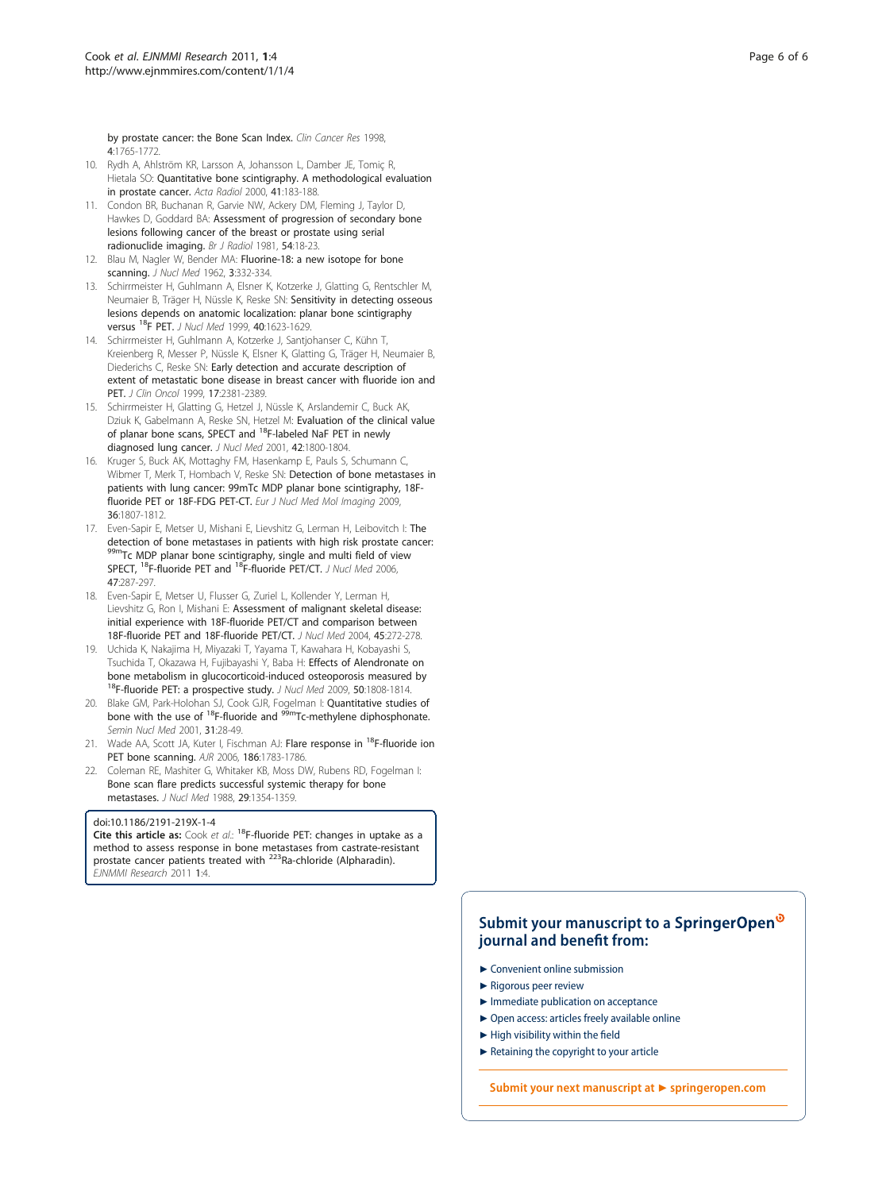by prostate cancer: the Bone Scan Index. *Clin Cancer Res* 1998, **4**:1765-1772.

10. Rydh A, Ahlström KR, Larsson A, Johansson L, Damber JE, Tomiç R, Hietala SO: Quantitative bone scintigraphy. A methodological evaluation in prostate cancer. *Acta Radiol* 2000, **41**:183-188.
11. Condon BR, Buchanan R, Garvie NW, Ackery DM, Fleming J, Taylor D, Hawkes D, Goddard BA: Assessment of progression of secondary bone lesions following cancer of the breast or prostate using serial radionuclide imaging. *Br J Radiol* 1981, **54**:18-23.
12. Blau M, Nagler W, Bender MA: Fluorine-18: a new isotope for bone scanning. *J Nucl Med* 1962, **3**:332-334.
13. Schirrmeister H, Guhlmann A, Elsner K, Kotzerke J, Glatting G, Rentschler M, Neumaier B, Träger H, Nüssle K, Reske SN: Sensitivity in detecting osseous lesions depends on anatomic localization: planar bone scintigraphy versus $^{18}$F PET. *J Nucl Med* 1999, **40**:1623-1629.
14. Schirrmeister H, Guhlmann A, Kotzerke J, Santjohanser C, Kühn T, Kreienberg R, Messer P, Nüssle K, Elsner K, Glatting G, Träger H, Neumaier B, Diederichs C, Reske SN: Early detection and accurate description of extent of metastatic bone disease in breast cancer with fluoride ion and PET. *J Clin Oncol* 1999, **17**:2381-2389.
15. Schirrmeister H, Glatting G, Hetzel J, Nüssle K, Arslandemir C, Buck AK, Dziuk K, Gabelmann A, Reske SN, Hetzel M: Evaluation of the clinical value of planar bone scans, SPECT and $^{18}$F-labeled NaF PET in newly diagnosed lung cancer. *J Nucl Med* 2001, **42**:1800-1804.
16. Kruger S, Buck AK, Mottaghy FM, Hasenkamp E, Pauls S, Schumann C, Wibmer T, Merk T, Hombach V, Reske SN: Detection of bone metastases in patients with lung cancer: 99mTc MDP planar bone scintigraphy, 18F-fluoride PET or 18F-FDG PET-CT. *Eur J Nucl Med Mol Imaging* 2009, **36**:1807-1812.
17. Even-Sapir E, Metser U, Mishani E, Lievshitz G, Lerman H, Leibovitch I: The detection of bone metastases in patients with high risk prostate cancer: $^{99m}$Tc MDP planar bone scintigraphy, single and multi field of view SPECT, $^{18}$F-fluoride PET and $^{18}$F-fluoride PET/CT. *J Nucl Med* 2006, **47**:287-297.
18. Even-Sapir E, Metser U, Flusser G, Zuriel L, Kollender Y, Lerman H, Lievshitz G, Ron I, Mishani E: Assessment of malignant skeletal disease: initial experience with 18F-fluoride PET/CT and comparison between 18F-fluoride PET and 18F-fluoride PET/CT. *J Nucl Med* 2004, **45**:272-278.
19. Uchida K, Nakajima H, Miyazaki T, Yayama T, Kawahara H, Kobayashi S, Tsuchida T, Okazawa H, Fujibayashi Y, Baba H: Effects of Alendronate on bone metabolism in glucocorticoid-induced osteoporosis measured by $^{18}$F-fluoride PET: a prospective study. *J Nucl Med* 2009, **50**:1808-1814.
20. Blake GM, Park-Holohan SJ, Cook GJR, Fogelman I: Quantitative studies of bone with the use of $^{18}$F-fluoride and $^{99m}$Tc-methylene diphosphonate. *Semin Nucl Med* 2001, **31**:28-49.
21. Wade AA, Scott JA, Kuter I, Fischman AJ: Flare response in $^{18}$F-fluoride ion PET bone scanning. *AJR* 2006, **186**:1783-1786.
22. Coleman RE, Mashiter G, Whitaker KB, Moss DW, Rubens RD, Fogelman I: Bone scan flare predicts successful systemic therapy for bone metastases. *J Nucl Med* 1988, **29**:1354-1359.

doi:10.1186/2191-219X-1-4

**Cite this article as:** Cook *et al.*: $^{18}$F-fluoride PET: changes in uptake as a method to assess response in bone metastases from castrate-resistant prostate cancer patients treated with $^{223}$Ra-chloride (Alpharadin). *EJNMMI Research* 2011 **1**:4.

**Submit your manuscript to a SpringerOpen journal and benefit from:**

- ► Convenient online submission
- ► Rigorous peer review
- ► Immediate publication on acceptance
- ► Open access: articles freely available online
- ► High visibility within the field
- ► Retaining the copyright to your article

**Submit your next manuscript at ► springeropen.com**